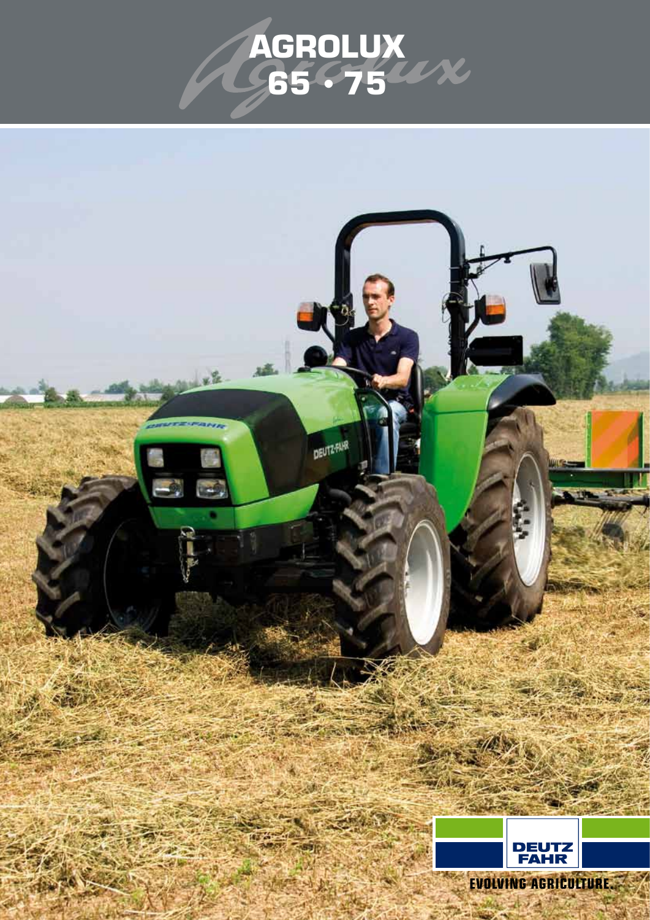# AGROLUX 65 • 75

DEUTZ FAHR

EVOLVING AGRICULTURE.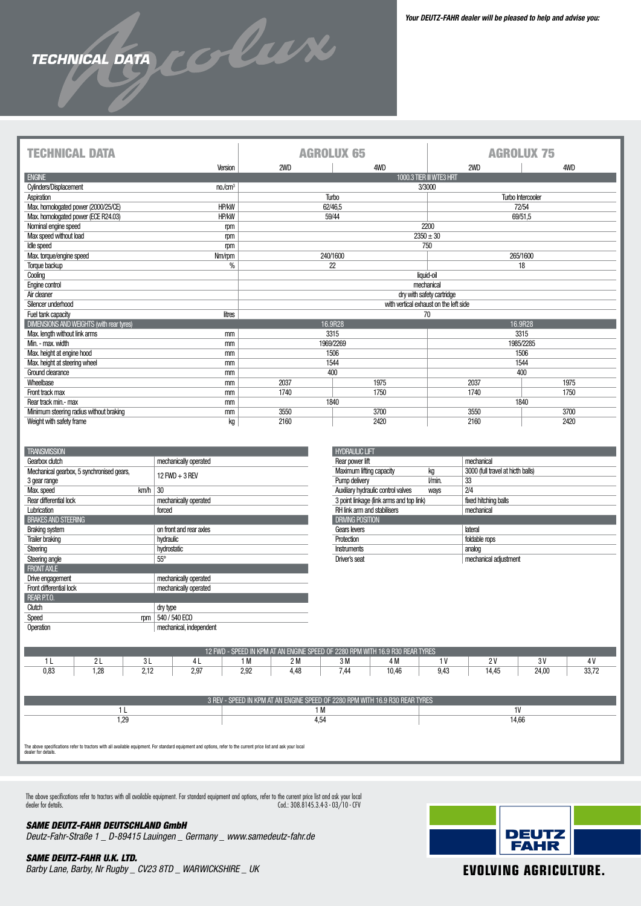*Your DEUTZ-FAHR dealer will be pleased to help and advise you:*

# TECHNICAL DATA

Agrolux

| TECHNICAL DATA | | AGROLUX 65 | | AGROLUX 75 | |
|---|---|---|---|---|---|
| | Version | 2WD | 4WD | 2WD | 4WD |
| ENGINE | | 1000.3 TIER III WTE3 HRT | | | |
| Cylinders/Displacement | no./cm³ | 3/3000 | | | |
| Aspiration | | Turbo | | Turbo Intercooler | |
| Max. homologated power (2000/25/CE) | HP/kW | 62/46,5 | | 72/54 | |
| Max. homologated power (ECE R24.03) | HP/kW | 59/44 | | 69/51,5 | |
| Nominal engine speed | rpm | 2200 | | | |
| Max speed without load | rpm | 2350 ± 30 | | | |
| Idle speed | rpm | 750 | | | |
| Max. torque/engine speed | Nm/rpm | 240/1600 | | 265/1600 | |
| Torque backup | % | 22 | | 18 | |
| Cooling | | liquid-oil | | | |
| Engine control | | mechanical | | | |
| Air cleaner | | dry with safety cartridge | | | |
| Silencer underhood | | with vertical exhaust on the left side | | | |
| Fuel tank capacity | litres | 70 | | | |
| DIMENSIONS AND WEIGHTS (with rear tyres) | | 16.9R28 | | 16.9R28 | |
| Max. length without link arms | mm | 3315 | | 3315 | |
| Min. - max. width | mm | 1969/2269 | | 1985/2285 | |
| Max. height at engine hood | mm | 1506 | | 1506 | |
| Max. height at steering wheel | mm | 1544 | | 1544 | |
| Ground clearance | mm | 400 | | 400 | |
| Wheelbase | mm | 2037 | 1975 | 2037 | 1975 |
| Front track max | mm | 1740 | 1750 | 1740 | 1750 |
| Rear track min.- max | mm | 1840 | | 1840 | |
| Minimum steering radius without braking | mm | 3550 | 3700 | 3550 | 3700 |
| Weight with safety frame | kg | 2160 | 2420 | 2160 | 2420 |

| TRANSMISSION | | |
|---|---|---|
| Gearbox clutch | | mechanically operated |
| Mechanical gearbox, 5 synchronised gears, 3 gear range | | 12 FWD + 3 REV |
| Max. speed | km/h | 30 |
| Rear differential lock | | mechanically operated |
| Lubrication | | forced |
| BRAKES AND STEERING | | |
| Braking system | | on front and rear axles |
| Trailer braking | | hydraulic |
| Steering | | hydrostatic |
| Steering angle | | 55° |
| FRONT AXLE | | |
| Drive engagement | | mechanically operated |
| Front differential lock | | mechanically operated |
| REAR P.T.O. | | |
| Clutch | | dry type |
| Speed | rpm | 540 / 540 ECO |
| Operation | | mechanical, independent |

| HYDRAULIC LIFT | | |
|---|---|---|
| Rear power lift | | mechanical |
| Maximum lifting capacity | kg | 3000 (full travel at hicth balls) |
| Pump delivery | l/min. | 33 |
| Auxiliary hydraulic control valves | ways | 2/4 |
| 3 point linkage (link arms and top link) | | fixed hitching balls |
| RH link arm and stabilisers | | mechanical |
| DRIVING POSITION | | |
| Gears levers | | lateral |
| Protection | | foldable rops |
| Instruments | | analog |
| Driver's seat | | mechanical adjustment |

| 12 FWD - SPEED IN KPM AT AN ENGINE SPEED OF 2280 RPM WITH 16.9 R30 REAR TYRES | | | | | | | | | | | |
|---|---|---|---|---|---|---|---|---|---|---|---|
| 1 L | 2 L | 3 L | 4 L | 1 M | 2 M | 3 M | 4 M | 1 V | 2 V | 3 V | 4 V |
| 0,83 | 1,28 | 2,12 | 2,97 | 2,92 | 4,48 | 7,44 | 10,46 | 9,43 | 14,45 | 24,00 | 33,72 |

| 3 REV - SPEED IN KPM AT AN ENGINE SPEED OF 2280 RPM WITH 16.9 R30 REAR TYRES | | |
|---|---|---|
| 1 L | 1 M | 1V |
| 1,29 | 4,54 | 14,66 |

The above specifications refer to tractors with all available equipment. For standard equipment and options, refer to the current price list and ask your local dealer for details.

The above specifications refer to tractors with all available equipment. For standard equipment and options, refer to the current price list and ask your local dealer for details.
Cod.: 308.8145.3.4-3 - 03/10 - CFV

***SAME DEUTZ-FAHR DEUTSCHLAND GmbH***
*Deutz-Fahr-Straße 1 _ D-89415 Lauingen _ Germany _ www.samedeutz-fahr.de*

***SAME DEUTZ-FAHR U.K. LTD.***
*Barby Lane, Barby, Nr Rugby _ CV23 8TD _ WARWICKSHIRE _ UK*

DEUTZ FAHR

**EVOLVING AGRICULTURE.**